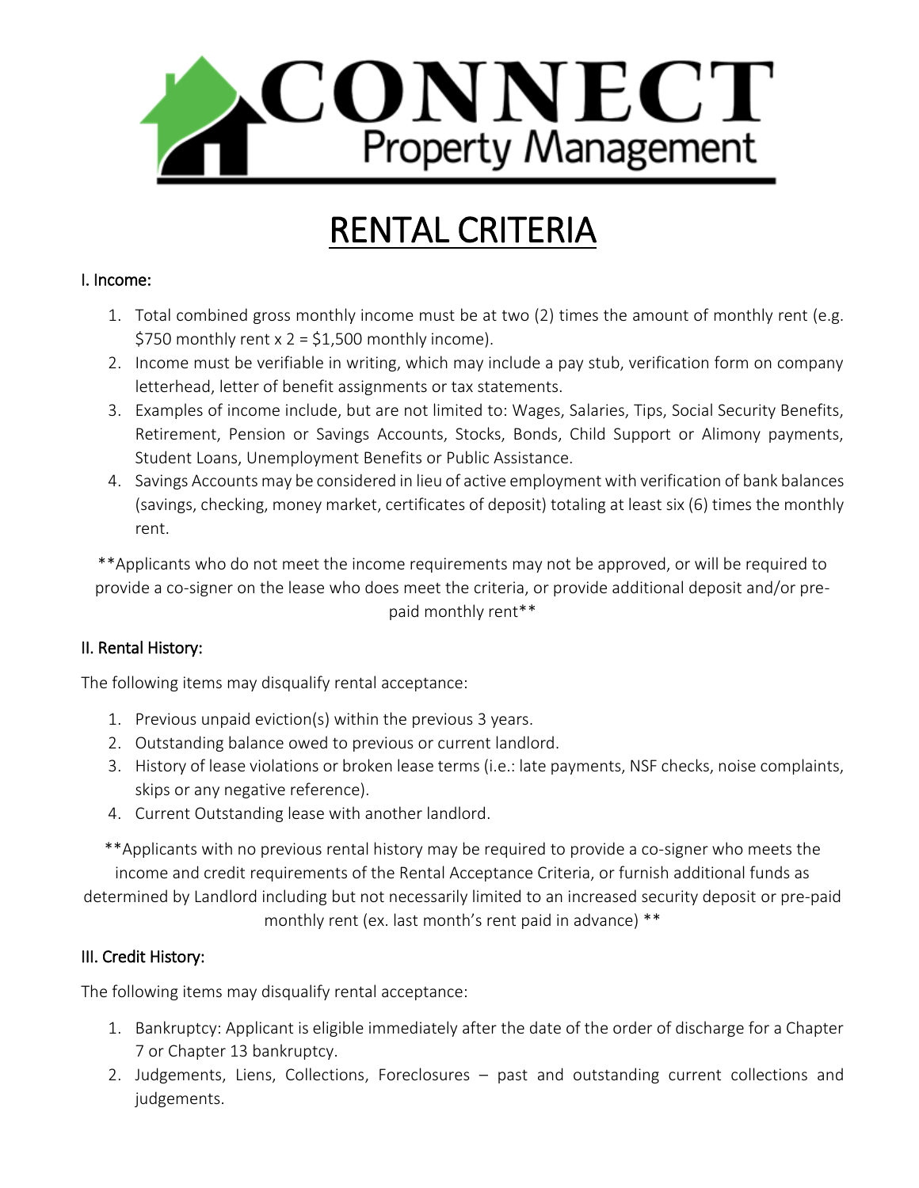# CONNECT
Property Management

## RENTAL CRITERIA

### I. Income:

1. Total combined gross monthly income must be at two (2) times the amount of monthly rent (e.g. $750 monthly rent x 2 = $1,500 monthly income).
2. Income must be verifiable in writing, which may include a pay stub, verification form on company letterhead, letter of benefit assignments or tax statements.
3. Examples of income include, but are not limited to: Wages, Salaries, Tips, Social Security Benefits, Retirement, Pension or Savings Accounts, Stocks, Bonds, Child Support or Alimony payments, Student Loans, Unemployment Benefits or Public Assistance.
4. Savings Accounts may be considered in lieu of active employment with verification of bank balances (savings, checking, money market, certificates of deposit) totaling at least six (6) times the monthly rent.

**Applicants who do not meet the income requirements may not be approved, or will be required to provide a co-signer on the lease who does meet the criteria, or provide additional deposit and/or pre-paid monthly rent**

### II. Rental History:

The following items may disqualify rental acceptance:

1. Previous unpaid eviction(s) within the previous 3 years.
2. Outstanding balance owed to previous or current landlord.
3. History of lease violations or broken lease terms (i.e.: late payments, NSF checks, noise complaints, skips or any negative reference).
4. Current Outstanding lease with another landlord.

**Applicants with no previous rental history may be required to provide a co-signer who meets the income and credit requirements of the Rental Acceptance Criteria, or furnish additional funds as determined by Landlord including but not necessarily limited to an increased security deposit or pre-paid monthly rent (ex. last month's rent paid in advance) **

### III. Credit History:

The following items may disqualify rental acceptance:

1. Bankruptcy: Applicant is eligible immediately after the date of the order of discharge for a Chapter 7 or Chapter 13 bankruptcy.
2. Judgements, Liens, Collections, Foreclosures – past and outstanding current collections and judgements.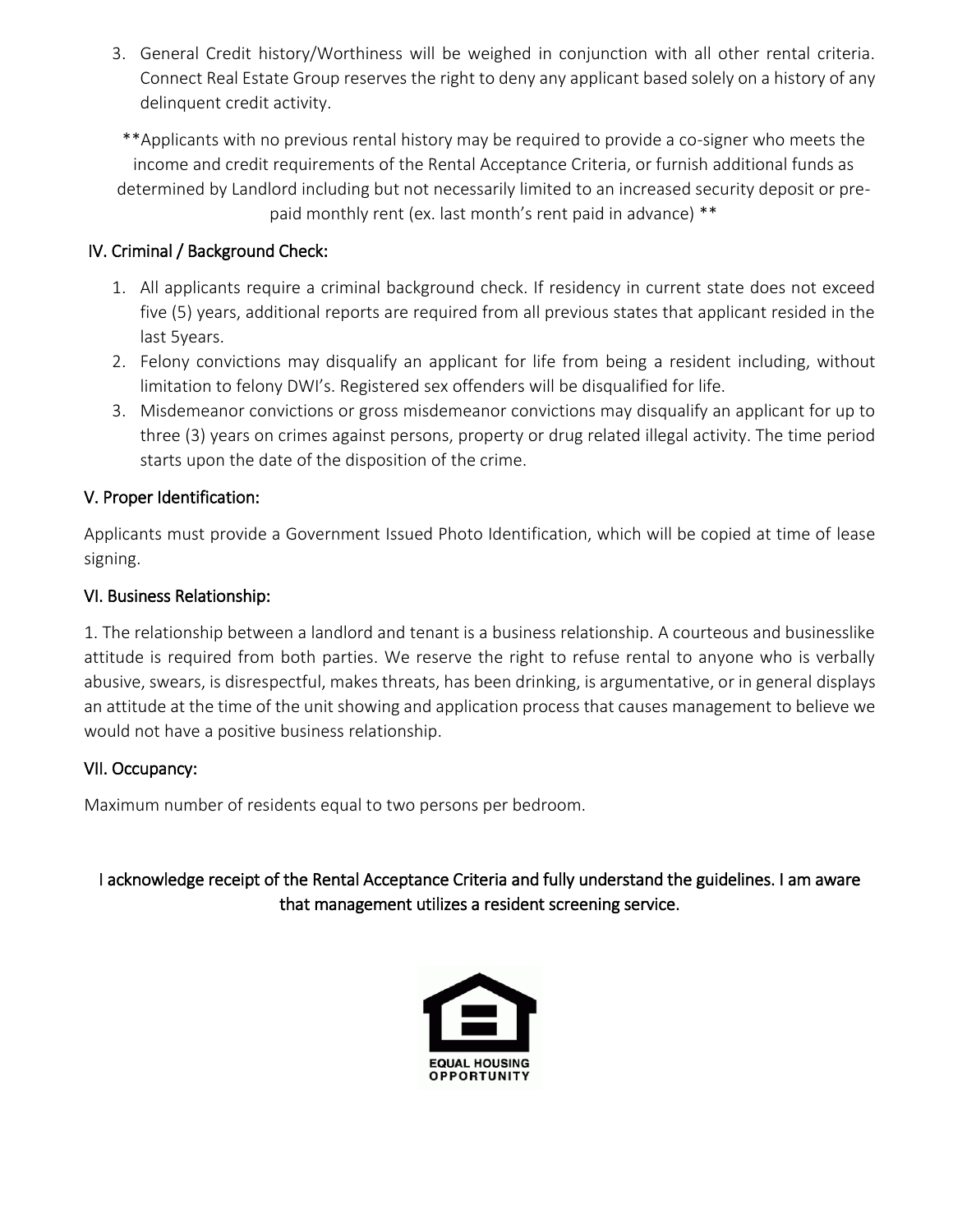3. General Credit history/Worthiness will be weighed in conjunction with all other rental criteria. Connect Real Estate Group reserves the right to deny any applicant based solely on a history of any delinquent credit activity.

**Applicants with no previous rental history may be required to provide a co-signer who meets the income and credit requirements of the Rental Acceptance Criteria, or furnish additional funds as determined by Landlord including but not necessarily limited to an increased security deposit or pre-paid monthly rent (ex. last month's rent paid in advance) **

## IV. Criminal / Background Check:

1. All applicants require a criminal background check. If residency in current state does not exceed five (5) years, additional reports are required from all previous states that applicant resided in the last 5years.
2. Felony convictions may disqualify an applicant for life from being a resident including, without limitation to felony DWI's. Registered sex offenders will be disqualified for life.
3. Misdemeanor convictions or gross misdemeanor convictions may disqualify an applicant for up to three (3) years on crimes against persons, property or drug related illegal activity. The time period starts upon the date of the disposition of the crime.

## V. Proper Identification:

Applicants must provide a Government Issued Photo Identification, which will be copied at time of lease signing.

## VI. Business Relationship:

1. The relationship between a landlord and tenant is a business relationship. A courteous and businesslike attitude is required from both parties. We reserve the right to refuse rental to anyone who is verbally abusive, swears, is disrespectful, makes threats, has been drinking, is argumentative, or in general displays an attitude at the time of the unit showing and application process that causes management to believe we would not have a positive business relationship.

## VII. Occupancy:

Maximum number of residents equal to two persons per bedroom.

I acknowledge receipt of the Rental Acceptance Criteria and fully understand the guidelines. I am aware that management utilizes a resident screening service.

EQUAL HOUSING OPPORTUNITY